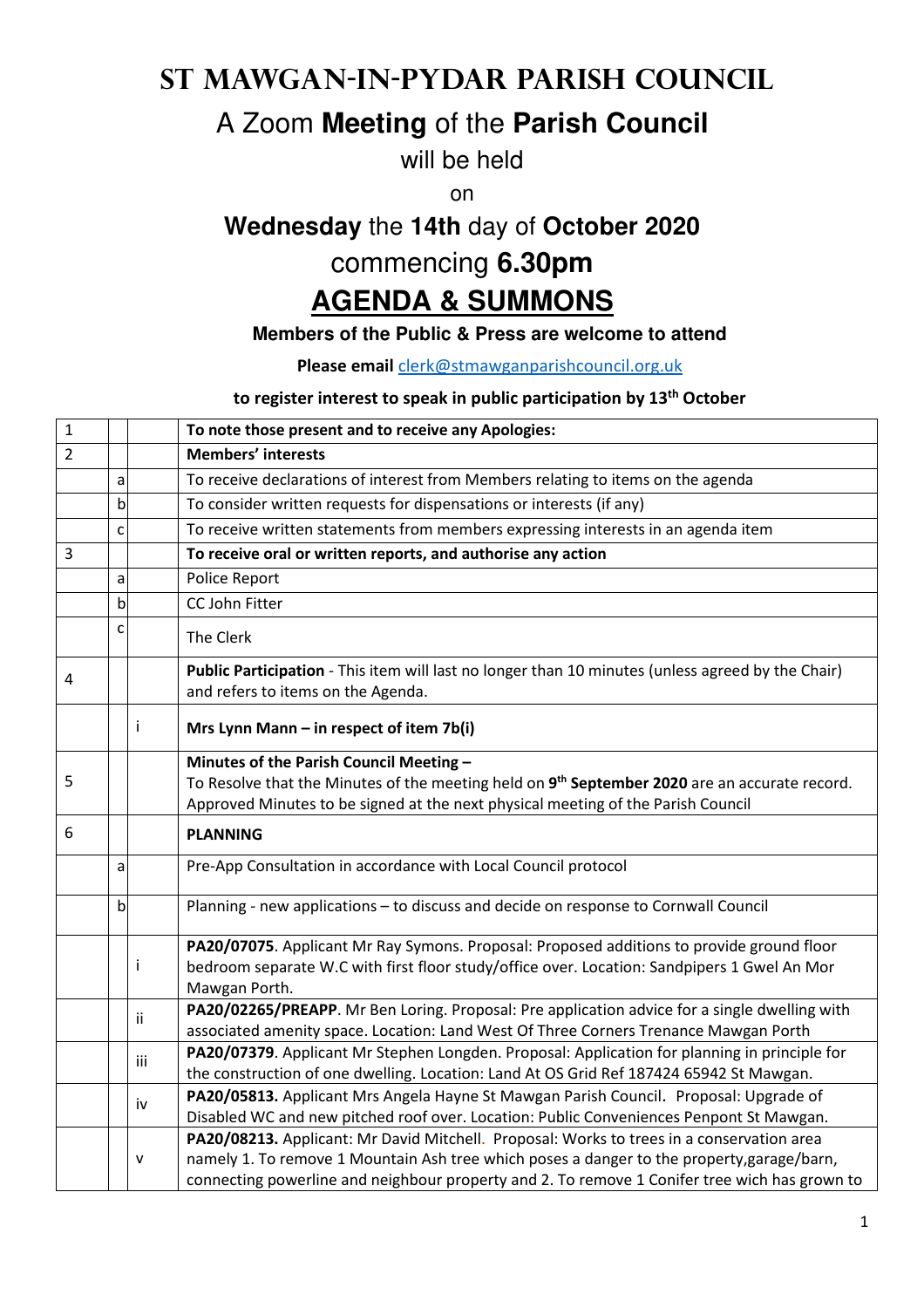# St Mawgan-in-Pydar Parish Council

## A Zoom **Meeting** of the **Parish Council**

will be held

on

**Wednesday** the **14th** day of **October 2020**

commencing **6.30pm**

# AGENDA & SUMMONS

**Members of the Public & Press are welcome to attend**

**Please email** clerk@stmawganparishcouncil.org.uk

**to register interest to speak in public participation by 13th October**

| | | | |
|---|---|---|---|
| 1 | | | **To note those present and to receive any Apologies:** |
| 2 | | | **Members' interests** |
| | a | | To receive declarations of interest from Members relating to items on the agenda |
| | b | | To consider written requests for dispensations or interests (if any) |
| | c | | To receive written statements from members expressing interests in an agenda item |
| 3 | | | **To receive oral or written reports, and authorise any action** |
| | a | | Police Report |
| | b | | CC John Fitter |
| | c | | The Clerk |
| 4 | | | **Public Participation** - This item will last no longer than 10 minutes (unless agreed by the Chair) and refers to items on the Agenda. |
| | | i | **Mrs Lynn Mann – in respect of item 7b(i)** |
| 5 | | | **Minutes of the Parish Council Meeting –** To Resolve that the Minutes of the meeting held on **9th September 2020** are an accurate record. Approved Minutes to be signed at the next physical meeting of the Parish Council |
| 6 | | | **PLANNING** |
| | a | | Pre-App Consultation in accordance with Local Council protocol |
| | b | | Planning - new applications – to discuss and decide on response to Cornwall Council |
| | | i | **PA20/07075**. Applicant Mr Ray Symons. Proposal: Proposed additions to provide ground floor bedroom separate W.C with first floor study/office over. Location: Sandpipers 1 Gwel An Mor Mawgan Porth. |
| | | ii | **PA20/02265/PREAPP**. Mr Ben Loring. Proposal: Pre application advice for a single dwelling with associated amenity space. Location: Land West Of Three Corners Trenance Mawgan Porth |
| | | iii | **PA20/07379**. Applicant Mr Stephen Longden. Proposal: Application for planning in principle for the construction of one dwelling. Location: Land At OS Grid Ref 187424 65942 St Mawgan. |
| | | iv | **PA20/05813.** Applicant Mrs Angela Hayne St Mawgan Parish Council. Proposal: Upgrade of Disabled WC and new pitched roof over. Location: Public Conveniences Penpont St Mawgan. |
| | | v | **PA20/08213.** Applicant: Mr David Mitchell. Proposal: Works to trees in a conservation area namely 1. To remove 1 Mountain Ash tree which poses a danger to the property,garage/barn, connecting powerline and neighbour property and 2. To remove 1 Conifer tree wich has grown to |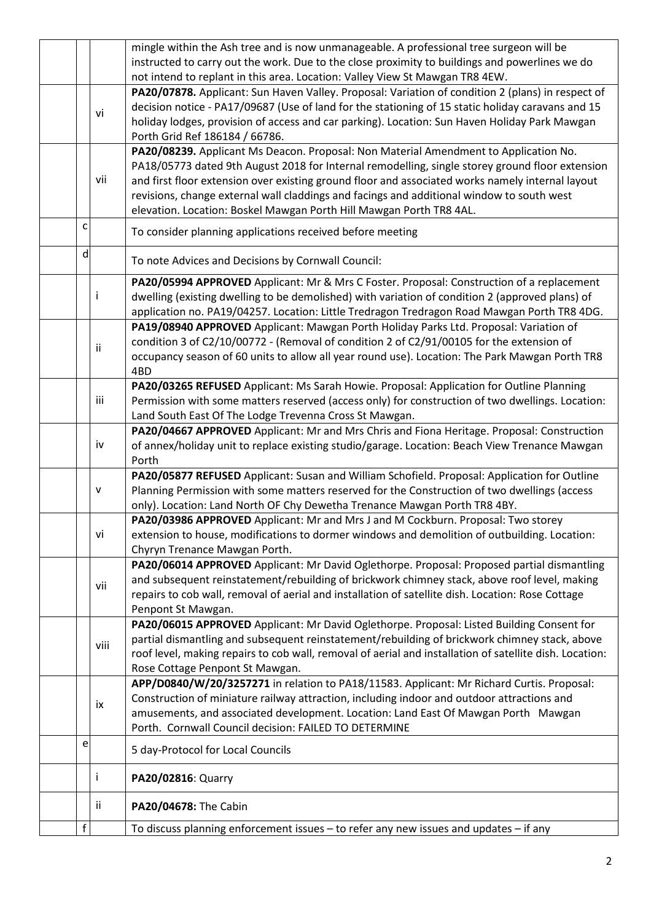| | | |
|---|---|---|
| | | mingle within the Ash tree and is now unmanageable. A professional tree surgeon will be instructed to carry out the work. Due to the close proximity to buildings and powerlines we do not intend to replant in this area. Location: Valley View St Mawgan TR8 4EW. |
| | vi | **PA20/07878.** Applicant: Sun Haven Valley. Proposal: Variation of condition 2 (plans) in respect of decision notice - PA17/09687 (Use of land for the stationing of 15 static holiday caravans and 15 holiday lodges, provision of access and car parking). Location: Sun Haven Holiday Park Mawgan Porth Grid Ref 186184 / 66786. |
| | vii | **PA20/08239.** Applicant Ms Deacon. Proposal: Non Material Amendment to Application No. PA18/05773 dated 9th August 2018 for Internal remodelling, single storey ground floor extension and first floor extension over existing ground floor and associated works namely internal layout revisions, change external wall claddings and facings and additional window to south west elevation. Location: Boskel Mawgan Porth Hill Mawgan Porth TR8 4AL. |
| c | | To consider planning applications received before meeting |
| d | | To note Advices and Decisions by Cornwall Council: |
| | i | **PA20/05994 APPROVED** Applicant: Mr & Mrs C Foster. Proposal: Construction of a replacement dwelling (existing dwelling to be demolished) with variation of condition 2 (approved plans) of application no. PA19/04257. Location: Little Tredragon Tredragon Road Mawgan Porth TR8 4DG. |
| | ii | **PA19/08940 APPROVED** Applicant: Mawgan Porth Holiday Parks Ltd. Proposal: Variation of condition 3 of C2/10/00772 - (Removal of condition 2 of C2/91/00105 for the extension of occupancy season of 60 units to allow all year round use). Location: The Park Mawgan Porth TR8 4BD |
| | iii | **PA20/03265 REFUSED** Applicant: Ms Sarah Howie. Proposal: Application for Outline Planning Permission with some matters reserved (access only) for construction of two dwellings. Location: Land South East Of The Lodge Trevenna Cross St Mawgan. |
| | iv | **PA20/04667 APPROVED** Applicant: Mr and Mrs Chris and Fiona Heritage. Proposal: Construction of annex/holiday unit to replace existing studio/garage. Location: Beach View Trenance Mawgan Porth |
| | v | **PA20/05877 REFUSED** Applicant: Susan and William Schofield. Proposal: Application for Outline Planning Permission with some matters reserved for the Construction of two dwellings (access only). Location: Land North OF Chy Dewetha Trenance Mawgan Porth TR8 4BY. |
| | vi | **PA20/03986 APPROVED** Applicant: Mr and Mrs J and M Cockburn. Proposal: Two storey extension to house, modifications to dormer windows and demolition of outbuilding. Location: Chyryn Trenance Mawgan Porth. |
| | vii | **PA20/06014 APPROVED** Applicant: Mr David Oglethorpe. Proposal: Proposed partial dismantling and subsequent reinstatement/rebuilding of brickwork chimney stack, above roof level, making repairs to cob wall, removal of aerial and installation of satellite dish. Location: Rose Cottage Penpont St Mawgan. |
| | viii | **PA20/06015 APPROVED** Applicant: Mr David Oglethorpe. Proposal: Listed Building Consent for partial dismantling and subsequent reinstatement/rebuilding of brickwork chimney stack, above roof level, making repairs to cob wall, removal of aerial and installation of satellite dish. Location: Rose Cottage Penpont St Mawgan. |
| | ix | **APP/D0840/W/20/3257271** in relation to PA18/11583. Applicant: Mr Richard Curtis. Proposal: Construction of miniature railway attraction, including indoor and outdoor attractions and amusements, and associated development. Location: Land East Of Mawgan Porth Mawgan Porth. Cornwall Council decision: FAILED TO DETERMINE |
| e | | 5 day-Protocol for Local Councils |
| | i | **PA20/02816**: Quarry |
| | ii | **PA20/04678:** The Cabin |
| f | | To discuss planning enforcement issues – to refer any new issues and updates – if any |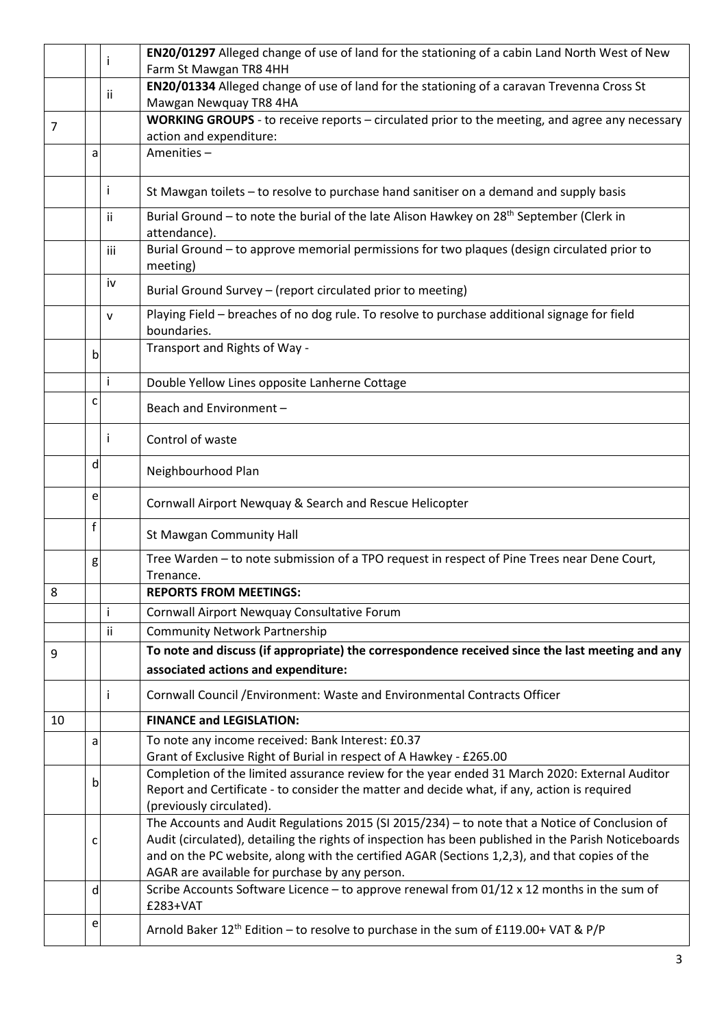| | | | |
|---|---|---|---|
| | | i | **EN20/01297** Alleged change of use of land for the stationing of a cabin Land North West of New Farm St Mawgan TR8 4HH |
| | | ii | **EN20/01334** Alleged change of use of land for the stationing of a caravan Trevenna Cross St Mawgan Newquay TR8 4HA |
| 7 | | | **WORKING GROUPS** - to receive reports – circulated prior to the meeting, and agree any necessary action and expenditure: |
| | a | | Amenities – |
| | | i | St Mawgan toilets – to resolve to purchase hand sanitiser on a demand and supply basis |
| | | ii | Burial Ground – to note the burial of the late Alison Hawkey on 28th September (Clerk in attendance). |
| | | iii | Burial Ground – to approve memorial permissions for two plaques (design circulated prior to meeting) |
| | | iv | Burial Ground Survey – (report circulated prior to meeting) |
| | | v | Playing Field – breaches of no dog rule. To resolve to purchase additional signage for field boundaries. |
| | b | | Transport and Rights of Way - |
| | | i | Double Yellow Lines opposite Lanherne Cottage |
| | c | | Beach and Environment – |
| | | i | Control of waste |
| | d | | Neighbourhood Plan |
| | e | | Cornwall Airport Newquay & Search and Rescue Helicopter |
| | f | | St Mawgan Community Hall |
| | g | | Tree Warden – to note submission of a TPO request in respect of Pine Trees near Dene Court, Trenance. |
| 8 | | | **REPORTS FROM MEETINGS:** |
| | | i | Cornwall Airport Newquay Consultative Forum |
| | | ii | Community Network Partnership |
| 9 | | | **To note and discuss (if appropriate) the correspondence received since the last meeting and any associated actions and expenditure:** |
| | | i | Cornwall Council /Environment: Waste and Environmental Contracts Officer |
| 10 | | | **FINANCE and LEGISLATION:** |
| | a | | To note any income received: Bank Interest: £0.37<br>Grant of Exclusive Right of Burial in respect of A Hawkey - £265.00 |
| | b | | Completion of the limited assurance review for the year ended 31 March 2020: External Auditor Report and Certificate - to consider the matter and decide what, if any, action is required (previously circulated). |
| | c | | The Accounts and Audit Regulations 2015 (SI 2015/234) – to note that a Notice of Conclusion of Audit (circulated), detailing the rights of inspection has been published in the Parish Noticeboards and on the PC website, along with the certified AGAR (Sections 1,2,3), and that copies of the AGAR are available for purchase by any person. |
| | d | | Scribe Accounts Software Licence – to approve renewal from 01/12 x 12 months in the sum of £283+VAT |
| | e | | Arnold Baker 12th Edition – to resolve to purchase in the sum of £119.00+ VAT & P/P |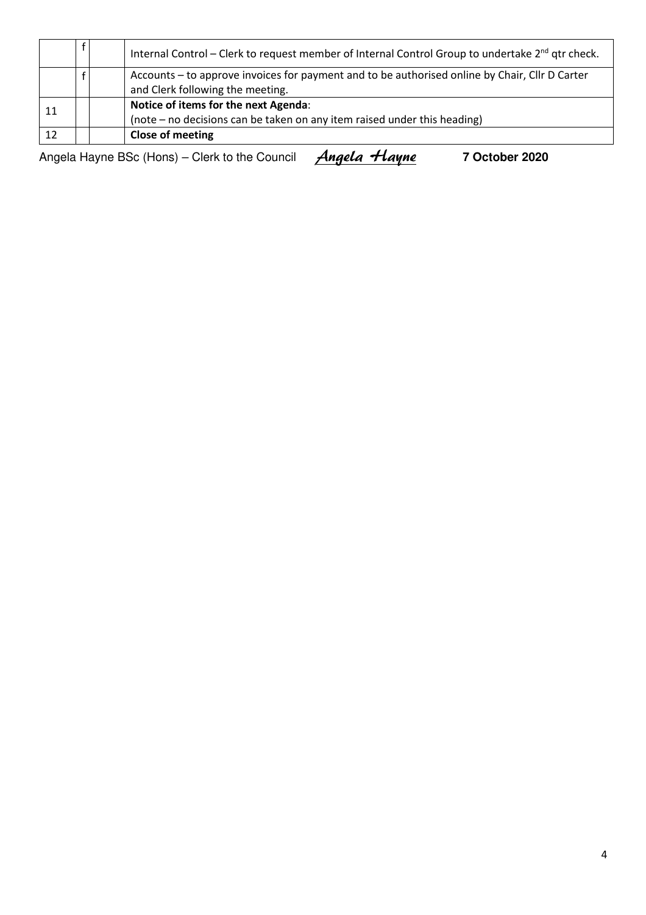| | | | |
|---|---|---|---|
| | f | | Internal Control – Clerk to request member of Internal Control Group to undertake 2nd qtr check. |
| | f | | Accounts – to approve invoices for payment and to be authorised online by Chair, Cllr D Carter and Clerk following the meeting. |
| 11 | | | **Notice of items for the next Agenda**:<br>(note – no decisions can be taken on any item raised under this heading) |
| 12 | | | **Close of meeting** |

Angela Hayne BSc (Hons) – Clerk to the Council *Angela Hayne* **7 October 2020**